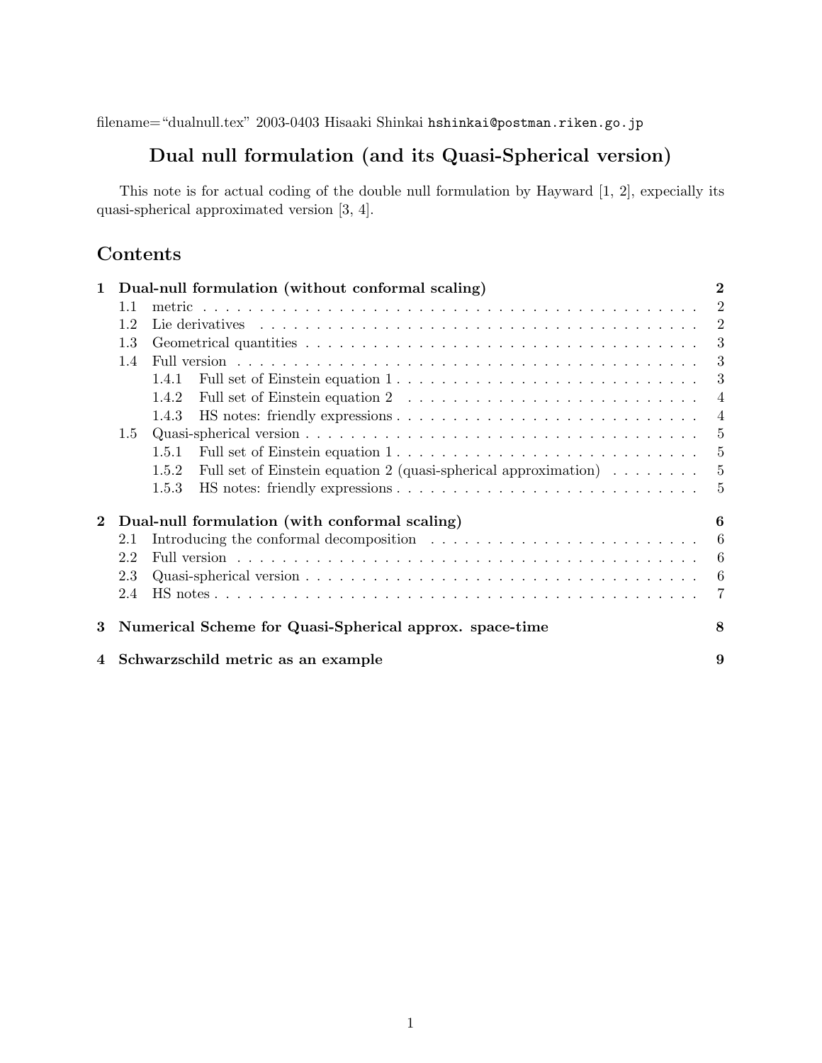filename="dualnull.tex" 2003-0403 Hisaaki Shinkai hshinkai@postman.riken.go.jp

# Dual null formulation (and its Quasi-Spherical version)

This note is for actual coding of the double null formulation by Hayward [1, 2], expecially its quasi-spherical approximated version [3, 4].

## Contents

- **1 Dual-null formulation (without conformal scaling)** — 2
  - 1.1 metric — 2
  - 1.2 Lie derivatives — 2
  - 1.3 Geometrical quantities — 3
  - 1.4 Full version — 3
    - 1.4.1 Full set of Einstein equation 1 — 3
    - 1.4.2 Full set of Einstein equation 2 — 4
    - 1.4.3 HS notes: friendly expressions — 4
  - 1.5 Quasi-spherical version — 5
    - 1.5.1 Full set of Einstein equation 1 — 5
    - 1.5.2 Full set of Einstein equation 2 (quasi-spherical approximation) — 5
    - 1.5.3 HS notes: friendly expressions — 5
- **2 Dual-null formulation (with conformal scaling)** — 6
  - 2.1 Introducing the conformal decomposition — 6
  - 2.2 Full version — 6
  - 2.3 Quasi-spherical version — 6
  - 2.4 HS notes — 7
- **3 Numerical Scheme for Quasi-Spherical approx. space-time** — 8
- **4 Schwarzschild metric as an example** — 9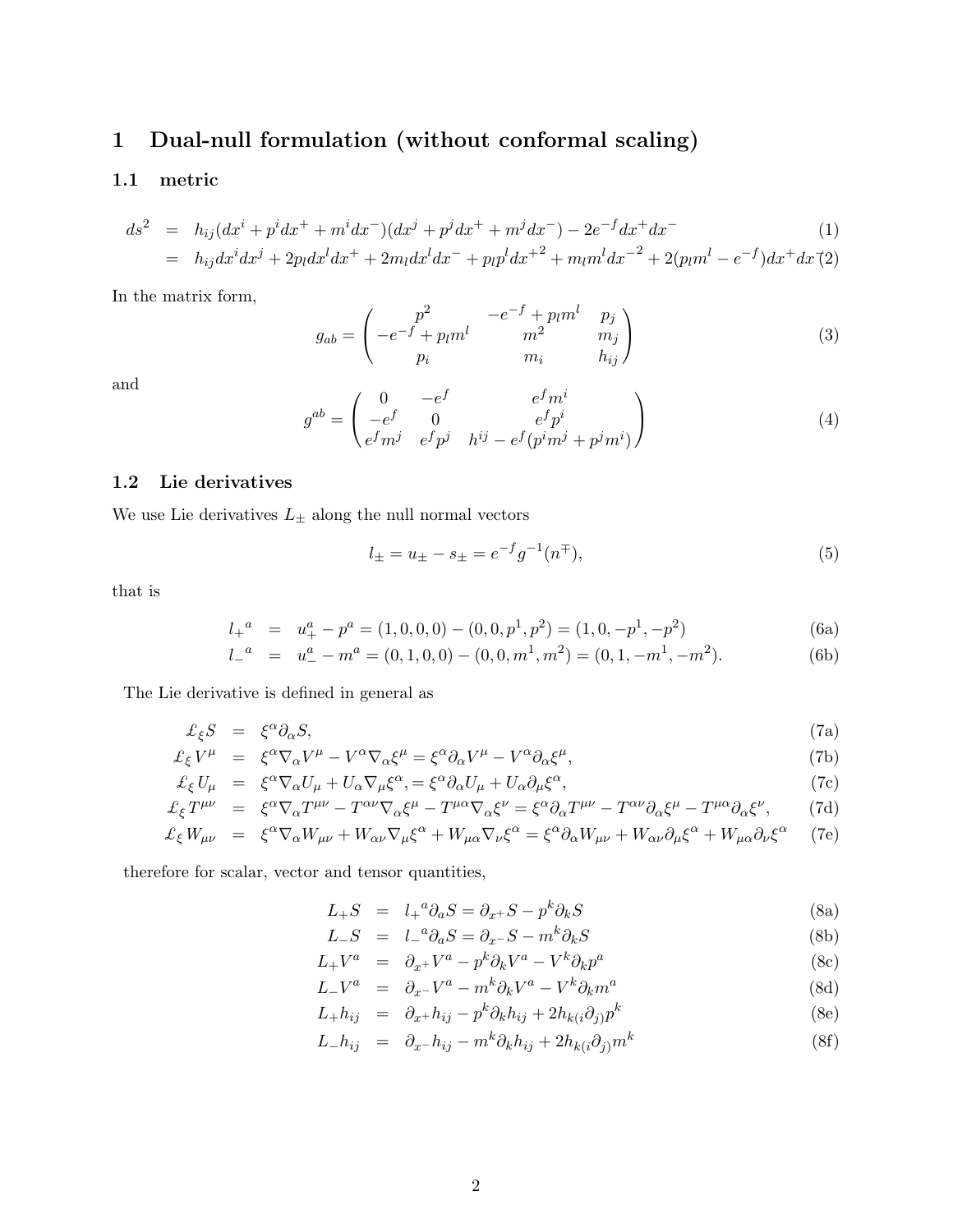# 1 Dual-null formulation (without conformal scaling)

## 1.1 metric

$$
\begin{aligned}
ds^2 &= h_{ij}(dx^i + p^i dx^+ + m^i dx^-)(dx^j + p^j dx^+ + m^j dx^-) - 2e^{-f} dx^+ dx^- &\quad (1)\\
&= h_{ij}dx^i dx^j + 2p_l dx^l dx^+ + 2m_l dx^l dx^- + p_l p^l {dx^+}^2 + m_l m^l {dx^-}^2 + 2(p_l m^l - e^{-f})dx^+ dx^- &\quad (2)
\end{aligned}
$$

In the matrix form,

$$
g_{ab} = \begin{pmatrix} p^2 & -e^{-f} + p_l m^l & p_j \\ -e^{-f} + p_l m^l & m^2 & m_j \\ p_i & m_i & h_{ij} \end{pmatrix} \tag{3}
$$

and

$$
g^{ab} = \begin{pmatrix} 0 & -e^{f} & e^{f} m^i \\ -e^{f} & 0 & e^{f} p^i \\ e^{f} m^j & e^{f} p^j & h^{ij} - e^{f}(p^i m^j + p^j m^i) \end{pmatrix} \tag{4}
$$

## 1.2 Lie derivatives

We use Lie derivatives $L_\pm$ along the null normal vectors

$$
l_\pm = u_\pm - s_\pm = e^{-f} g^{-1}(n^\mp), \tag{5}
$$

that is

$$
\begin{aligned}
{l_+}^a &= u_+^a - p^a = (1,0,0,0) - (0,0,p^1,p^2) = (1,0,-p^1,-p^2) &\quad (6a)\\
{l_-}^a &= u_-^a - m^a = (0,1,0,0) - (0,0,m^1,m^2) = (0,1,-m^1,-m^2). &\quad (6b)
\end{aligned}
$$

The Lie derivative is defined in general as

$$
\begin{aligned}
\pounds_\xi S &= \xi^\alpha \partial_\alpha S, &\quad (7a)\\
\pounds_\xi V^\mu &= \xi^\alpha \nabla_\alpha V^\mu - V^\alpha \nabla_\alpha \xi^\mu = \xi^\alpha \partial_\alpha V^\mu - V^\alpha \partial_\alpha \xi^\mu, &\quad (7b)\\
\pounds_\xi U_\mu &= \xi^\alpha \nabla_\alpha U_\mu + U_\alpha \nabla_\mu \xi^\alpha, = \xi^\alpha \partial_\alpha U_\mu + U_\alpha \partial_\mu \xi^\alpha, &\quad (7c)\\
\pounds_\xi T^{\mu\nu} &= \xi^\alpha \nabla_\alpha T^{\mu\nu} - T^{\alpha\nu}\nabla_\alpha \xi^\mu - T^{\mu\alpha}\nabla_\alpha \xi^\nu = \xi^\alpha \partial_\alpha T^{\mu\nu} - T^{\alpha\nu}\partial_\alpha \xi^\mu - T^{\mu\alpha}\partial_\alpha \xi^\nu, &\quad (7d)\\
\pounds_\xi W_{\mu\nu} &= \xi^\alpha \nabla_\alpha W_{\mu\nu} + W_{\alpha\nu}\nabla_\mu \xi^\alpha + W_{\mu\alpha}\nabla_\nu \xi^\alpha = \xi^\alpha \partial_\alpha W_{\mu\nu} + W_{\alpha\nu}\partial_\mu \xi^\alpha + W_{\mu\alpha}\partial_\nu \xi^\alpha &\quad (7e)
\end{aligned}
$$

therefore for scalar, vector and tensor quantities,

$$
\begin{aligned}
L_+ S &= {l_+}^a \partial_a S = \partial_{x^+} S - p^k \partial_k S &\quad (8a)\\
L_- S &= {l_-}^a \partial_a S = \partial_{x^-} S - m^k \partial_k S &\quad (8b)\\
L_+ V^a &= \partial_{x^+} V^a - p^k \partial_k V^a - V^k \partial_k p^a &\quad (8c)\\
L_- V^a &= \partial_{x^-} V^a - m^k \partial_k V^a - V^k \partial_k m^a &\quad (8d)\\
L_+ h_{ij} &= \partial_{x^+} h_{ij} - p^k \partial_k h_{ij} + 2h_{k(i}\partial_{j)} p^k &\quad (8e)\\
L_- h_{ij} &= \partial_{x^-} h_{ij} - m^k \partial_k h_{ij} + 2h_{k(i}\partial_{j)} m^k &\quad (8f)
\end{aligned}
$$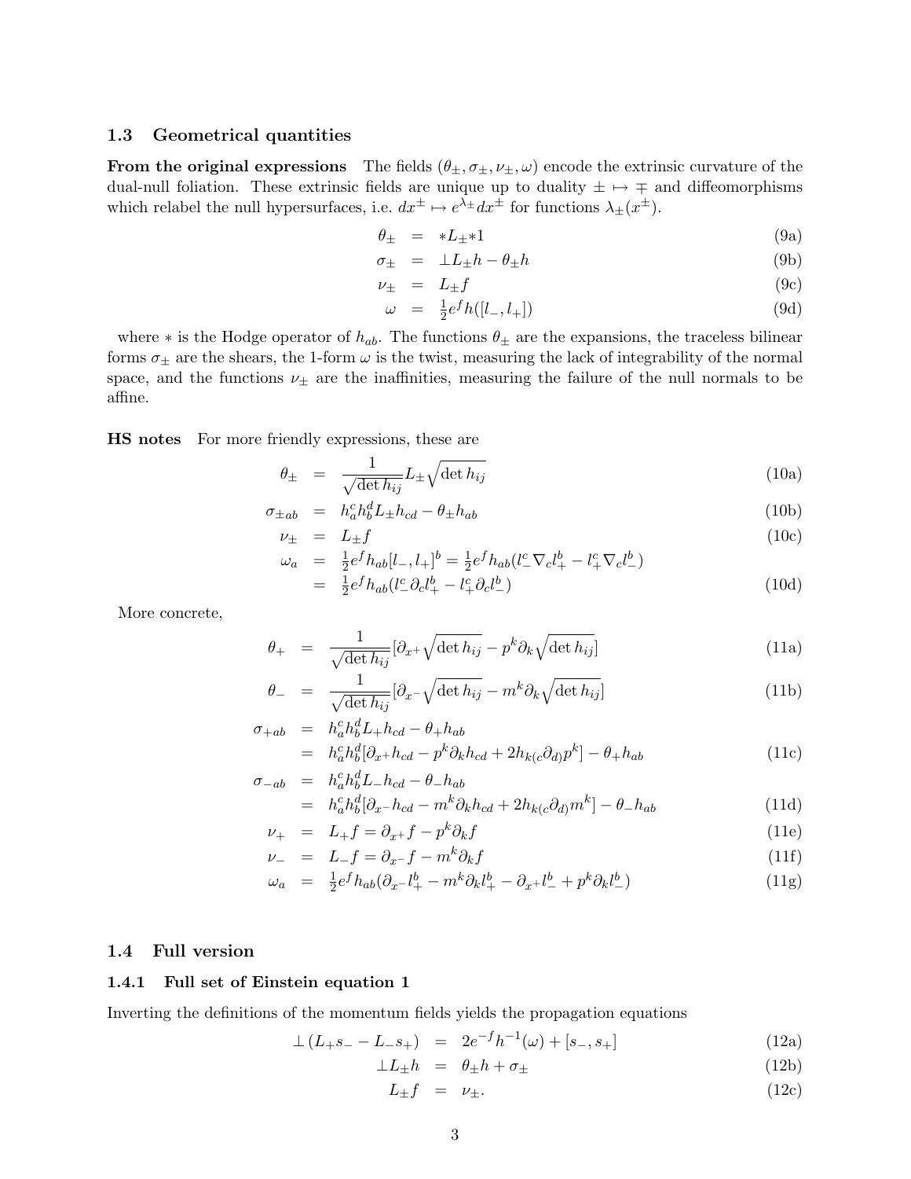### 1.3 Geometrical quantities

**From the original expressions** The fields $(\theta_\pm, \sigma_\pm, \nu_\pm, \omega)$ encode the extrinsic curvature of the dual-null foliation. These extrinsic fields are unique up to duality $\pm \mapsto \mp$ and diffeomorphisms which relabel the null hypersurfaces, i.e. $dx^\pm \mapsto e^{\lambda_\pm} dx^\pm$ for functions $\lambda_\pm(x^\pm)$.

$$
\begin{aligned}
\theta_\pm &= *L_\pm *1 &\text{(9a)}\\
\sigma_\pm &= \perp L_\pm h - \theta_\pm h &\text{(9b)}\\
\nu_\pm &= L_\pm f &\text{(9c)}\\
\omega &= \tfrac{1}{2} e^f h([l_-, l_+]) &\text{(9d)}
\end{aligned}
$$

where $*$ is the Hodge operator of $h_{ab}$. The functions $\theta_\pm$ are the expansions, the traceless bilinear forms $\sigma_\pm$ are the shears, the 1-form $\omega$ is the twist, measuring the lack of integrability of the normal space, and the functions $\nu_\pm$ are the inaffinities, measuring the failure of the null normals to be affine.

**HS notes** For more friendly expressions, these are

$$
\begin{aligned}
\theta_\pm &= \frac{1}{\sqrt{\det h_{ij}}} L_\pm \sqrt{\det h_{ij}} &\text{(10a)}\\
\sigma_{\pm ab} &= h_a^c h_b^d L_\pm h_{cd} - \theta_\pm h_{ab} &\text{(10b)}\\
\nu_\pm &= L_\pm f &\text{(10c)}\\
\omega_a &= \tfrac{1}{2} e^f h_{ab} [l_-, l_+]^b = \tfrac{1}{2} e^f h_{ab} (l_-^c \nabla_c l_+^b - l_+^c \nabla_c l_-^b) &\\
&= \tfrac{1}{2} e^f h_{ab} (l_-^c \partial_c l_+^b - l_+^c \partial_c l_-^b) &\text{(10d)}
\end{aligned}
$$

More concrete,

$$
\begin{aligned}
\theta_+ &= \frac{1}{\sqrt{\det h_{ij}}} [\partial_{x^+} \sqrt{\det h_{ij}} - p^k \partial_k \sqrt{\det h_{ij}}] &\text{(11a)}\\
\theta_- &= \frac{1}{\sqrt{\det h_{ij}}} [\partial_{x^-} \sqrt{\det h_{ij}} - m^k \partial_k \sqrt{\det h_{ij}}] &\text{(11b)}\\
\sigma_{+ab} &= h_a^c h_b^d L_+ h_{cd} - \theta_+ h_{ab} &\\
&= h_a^c h_b^d [\partial_{x^+} h_{cd} - p^k \partial_k h_{cd} + 2 h_{k(c} \partial_{d)} p^k] - \theta_+ h_{ab} &\text{(11c)}\\
\sigma_{-ab} &= h_a^c h_b^d L_- h_{cd} - \theta_- h_{ab} &\\
&= h_a^c h_b^d [\partial_{x^-} h_{cd} - m^k \partial_k h_{cd} + 2 h_{k(c} \partial_{d)} m^k] - \theta_- h_{ab} &\text{(11d)}\\
\nu_+ &= L_+ f = \partial_{x^+} f - p^k \partial_k f &\text{(11e)}\\
\nu_- &= L_- f = \partial_{x^-} f - m^k \partial_k f &\text{(11f)}\\
\omega_a &= \tfrac{1}{2} e^f h_{ab} (\partial_{x^-} l_+^b - m^k \partial_k l_+^b - \partial_{x^+} l_-^b + p^k \partial_k l_-^b) &\text{(11g)}
\end{aligned}
$$

### 1.4 Full version

#### 1.4.1 Full set of Einstein equation 1

Inverting the definitions of the momentum fields yields the propagation equations

$$
\begin{aligned}
\perp (L_+ s_- - L_- s_+) &= 2 e^{-f} h^{-1}(\omega) + [s_-, s_+] &\text{(12a)}\\
\perp L_\pm h &= \theta_\pm h + \sigma_\pm &\text{(12b)}\\
L_\pm f &= \nu_\pm. &\text{(12c)}
\end{aligned}
$$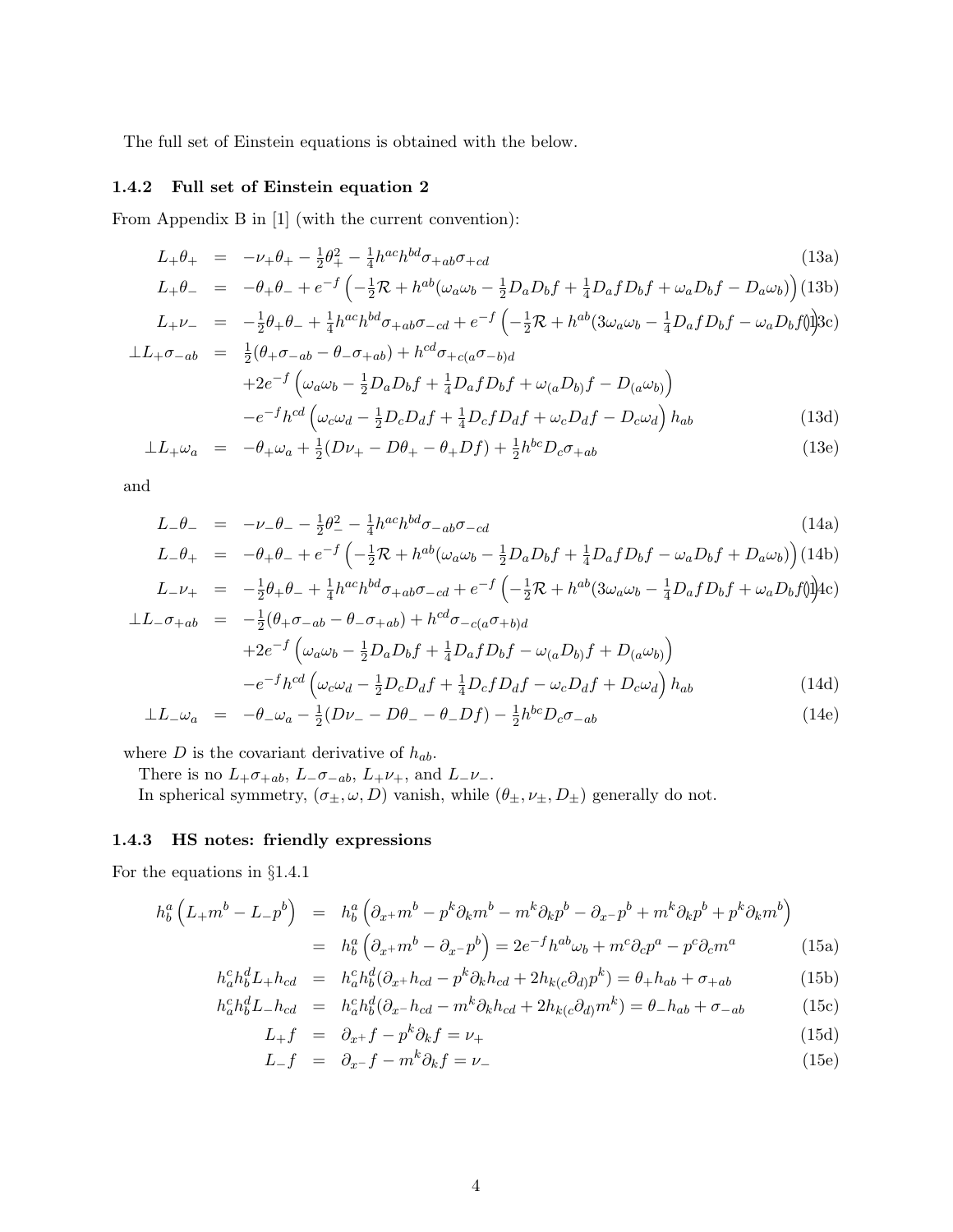The full set of Einstein equations is obtained with the below.

### 1.4.2 Full set of Einstein equation 2

From Appendix B in [1] (with the current convention):

$$
\begin{aligned}
L_+\theta_+ &= -\nu_+\theta_+ - \tfrac{1}{2}\theta_+^2 - \tfrac{1}{4}h^{ac}h^{bd}\sigma_{+ab}\sigma_{+cd} && \text{(13a)}\\
L_+\theta_- &= -\theta_+\theta_- + e^{-f}\left(-\tfrac{1}{2}\mathcal{R} + h^{ab}(\omega_a\omega_b - \tfrac{1}{2}D_aD_bf + \tfrac{1}{4}D_afD_bf + \omega_aD_bf - D_a\omega_b)\right) && \text{(13b)}\\
L_+\nu_- &= -\tfrac{1}{2}\theta_+\theta_- + \tfrac{1}{4}h^{ac}h^{bd}\sigma_{+ab}\sigma_{-cd} + e^{-f}\left(-\tfrac{1}{2}\mathcal{R} + h^{ab}(3\omega_a\omega_b - \tfrac{1}{4}D_afD_bf - \omega_aD_bf)\right) && \text{(13c)}\\
\perp L_+\sigma_{-ab} &= \tfrac{1}{2}(\theta_+\sigma_{-ab} - \theta_-\sigma_{+ab}) + h^{cd}\sigma_{+c(a}\sigma_{-b)d}\\
&\quad +2e^{-f}\left(\omega_a\omega_b - \tfrac{1}{2}D_aD_bf + \tfrac{1}{4}D_afD_bf + \omega_{(a}D_{b)}f - D_{(a}\omega_{b)}\right)\\
&\quad -e^{-f}h^{cd}\left(\omega_c\omega_d - \tfrac{1}{2}D_cD_df + \tfrac{1}{4}D_cfD_df + \omega_cD_df - D_c\omega_d\right)h_{ab} && \text{(13d)}\\
\perp L_+\omega_a &= -\theta_+\omega_a + \tfrac{1}{2}(D\nu_+ - D\theta_+ - \theta_+Df) + \tfrac{1}{2}h^{bc}D_c\sigma_{+ab} && \text{(13e)}
\end{aligned}
$$

and

$$
\begin{aligned}
L_-\theta_- &= -\nu_-\theta_- - \tfrac{1}{2}\theta_-^2 - \tfrac{1}{4}h^{ac}h^{bd}\sigma_{-ab}\sigma_{-cd} && \text{(14a)}\\
L_-\theta_+ &= -\theta_+\theta_- + e^{-f}\left(-\tfrac{1}{2}\mathcal{R} + h^{ab}(\omega_a\omega_b - \tfrac{1}{2}D_aD_bf + \tfrac{1}{4}D_afD_bf - \omega_aD_bf + D_a\omega_b)\right) && \text{(14b)}\\
L_-\nu_+ &= -\tfrac{1}{2}\theta_+\theta_- + \tfrac{1}{4}h^{ac}h^{bd}\sigma_{+ab}\sigma_{-cd} + e^{-f}\left(-\tfrac{1}{2}\mathcal{R} + h^{ab}(3\omega_a\omega_b - \tfrac{1}{4}D_afD_bf + \omega_aD_bf)\right) && \text{(14c)}\\
\perp L_-\sigma_{+ab} &= -\tfrac{1}{2}(\theta_+\sigma_{-ab} - \theta_-\sigma_{+ab}) + h^{cd}\sigma_{-c(a}\sigma_{+b)d}\\
&\quad +2e^{-f}\left(\omega_a\omega_b - \tfrac{1}{2}D_aD_bf + \tfrac{1}{4}D_afD_bf - \omega_{(a}D_{b)}f + D_{(a}\omega_{b)}\right)\\
&\quad -e^{-f}h^{cd}\left(\omega_c\omega_d - \tfrac{1}{2}D_cD_df + \tfrac{1}{4}D_cfD_df - \omega_cD_df + D_c\omega_d\right)h_{ab} && \text{(14d)}\\
\perp L_-\omega_a &= -\theta_-\omega_a - \tfrac{1}{2}(D\nu_- - D\theta_- - \theta_-Df) - \tfrac{1}{2}h^{bc}D_c\sigma_{-ab} && \text{(14e)}
\end{aligned}
$$

where $D$ is the covariant derivative of $h_{ab}$.

There is no $L_+\sigma_{+ab}$, $L_-\sigma_{-ab}$, $L_+\nu_+$, and $L_-\nu_-$.

In spherical symmetry, $(\sigma_\pm, \omega, D)$ vanish, while $(\theta_\pm, \nu_\pm, D_\pm)$ generally do not.

### 1.4.3 HS notes: friendly expressions

For the equations in §1.4.1

$$
\begin{aligned}
h^a_b\left(L_+m^b - L_-p^b\right) &= h^a_b\left(\partial_{x^+}m^b - p^k\partial_km^b - m^k\partial_kp^b - \partial_{x^-}p^b + m^k\partial_kp^b + p^k\partial_km^b\right)\\
&= h^a_b\left(\partial_{x^+}m^b - \partial_{x^-}p^b\right) = 2e^{-f}h^{ab}\omega_b + m^c\partial_cp^a - p^c\partial_cm^a && \text{(15a)}\\
h^c_ah^d_bL_+h_{cd} &= h^c_ah^d_b(\partial_{x^+}h_{cd} - p^k\partial_kh_{cd} + 2h_{k(c}\partial_{d)}p^k) = \theta_+h_{ab} + \sigma_{+ab} && \text{(15b)}\\
h^c_ah^d_bL_-h_{cd} &= h^c_ah^d_b(\partial_{x^-}h_{cd} - m^k\partial_kh_{cd} + 2h_{k(c}\partial_{d)}m^k) = \theta_-h_{ab} + \sigma_{-ab} && \text{(15c)}\\
L_+f &= \partial_{x^+}f - p^k\partial_kf = \nu_+ && \text{(15d)}\\
L_-f &= \partial_{x^-}f - m^k\partial_kf = \nu_- && \text{(15e)}
\end{aligned}
$$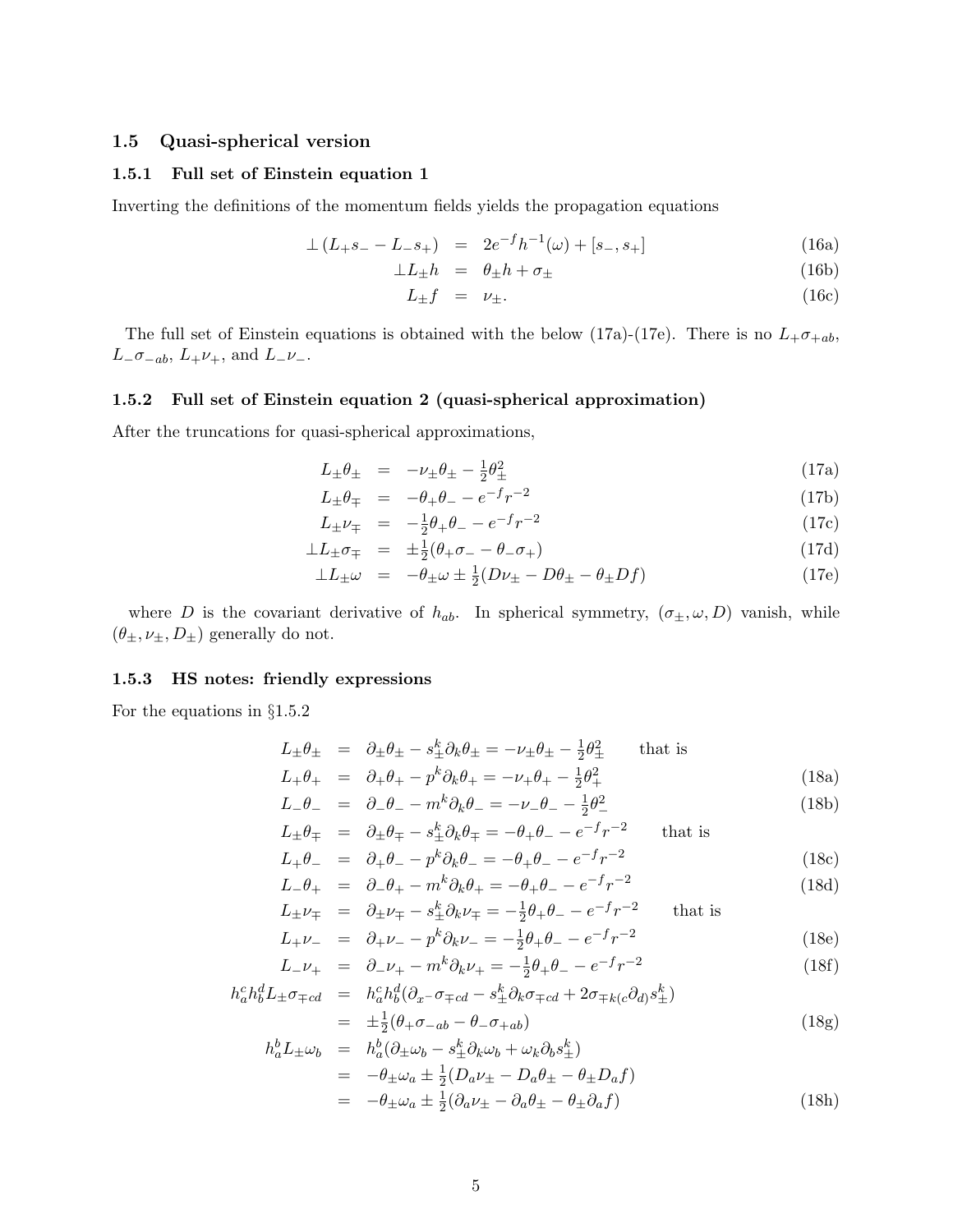### 1.5 Quasi-spherical version

#### 1.5.1 Full set of Einstein equation 1

Inverting the definitions of the momentum fields yields the propagation equations

$$\perp(L_+ s_- - L_- s_+) = 2e^{-f}h^{-1}(\omega) + [s_-, s_+] \tag{16a}$$

$$\perp L_\pm h = \theta_\pm h + \sigma_\pm \tag{16b}$$

$$L_\pm f = \nu_\pm. \tag{16c}$$

The full set of Einstein equations is obtained with the below (17a)-(17e). There is no $L_+\sigma_{+ab}$, $L_-\sigma_{-ab}$, $L_+\nu_+$, and $L_-\nu_-$.

#### 1.5.2 Full set of Einstein equation 2 (quasi-spherical approximation)

After the truncations for quasi-spherical approximations,

$$L_\pm\theta_\pm = -\nu_\pm\theta_\pm - \tfrac{1}{2}\theta_\pm^2 \tag{17a}$$

$$L_\pm\theta_\mp = -\theta_+\theta_- - e^{-f}r^{-2} \tag{17b}$$

$$L_\pm\nu_\mp = -\tfrac{1}{2}\theta_+\theta_- - e^{-f}r^{-2} \tag{17c}$$

$$\perp L_\pm\sigma_\mp = \pm\tfrac{1}{2}(\theta_+\sigma_- - \theta_-\sigma_+) \tag{17d}$$

$$\perp L_\pm\omega = -\theta_\pm\omega \pm \tfrac{1}{2}(D\nu_\pm - D\theta_\pm - \theta_\pm Df) \tag{17e}$$

where $D$ is the covariant derivative of $h_{ab}$. In spherical symmetry, $(\sigma_\pm, \omega, D)$ vanish, while $(\theta_\pm, \nu_\pm, D_\pm)$ generally do not.

#### 1.5.3 HS notes: friendly expressions

For the equations in §1.5.2

$$L_\pm\theta_\pm = \partial_\pm\theta_\pm - s_\pm^k\partial_k\theta_\pm = -\nu_\pm\theta_\pm - \tfrac{1}{2}\theta_\pm^2 \qquad \text{that is}$$

$$L_+\theta_+ = \partial_+\theta_+ - p^k\partial_k\theta_+ = -\nu_+\theta_+ - \tfrac{1}{2}\theta_+^2 \tag{18a}$$

$$L_-\theta_- = \partial_-\theta_- - m^k\partial_k\theta_- = -\nu_-\theta_- - \tfrac{1}{2}\theta_-^2 \tag{18b}$$

$$L_\pm\theta_\mp = \partial_\pm\theta_\mp - s_\pm^k\partial_k\theta_\mp = -\theta_+\theta_- - e^{-f}r^{-2} \qquad \text{that is}$$

$$L_+\theta_- = \partial_+\theta_- - p^k\partial_k\theta_- = -\theta_+\theta_- - e^{-f}r^{-2} \tag{18c}$$

$$L_-\theta_+ = \partial_-\theta_+ - m^k\partial_k\theta_+ = -\theta_+\theta_- - e^{-f}r^{-2} \tag{18d}$$

$$L_\pm\nu_\mp = \partial_\pm\nu_\mp - s_\pm^k\partial_k\nu_\mp = -\tfrac{1}{2}\theta_+\theta_- - e^{-f}r^{-2} \qquad \text{that is}$$

$$L_+\nu_- = \partial_+\nu_- - p^k\partial_k\nu_- = -\tfrac{1}{2}\theta_+\theta_- - e^{-f}r^{-2} \tag{18e}$$

$$L_-\nu_+ = \partial_-\nu_+ - m^k\partial_k\nu_+ = -\tfrac{1}{2}\theta_+\theta_- - e^{-f}r^{-2} \tag{18f}$$

$$\begin{aligned} h_a^c h_b^d L_\pm\sigma_{\mp cd} &= h_a^c h_b^d(\partial_{x^-}\sigma_{\mp cd} - s_\pm^k\partial_k\sigma_{\mp cd} + 2\sigma_{\mp k(c}\partial_{d)}s_\pm^k) \\ &= \pm\tfrac{1}{2}(\theta_+\sigma_{-ab} - \theta_-\sigma_{+ab}) \end{aligned} \tag{18g}$$

$$\begin{aligned} h_a^b L_\pm\omega_b &= h_a^b(\partial_\pm\omega_b - s_\pm^k\partial_k\omega_b + \omega_k\partial_b s_\pm^k) \\ &= -\theta_\pm\omega_a \pm \tfrac{1}{2}(D_a\nu_\pm - D_a\theta_\pm - \theta_\pm D_a f) \\ &= -\theta_\pm\omega_a \pm \tfrac{1}{2}(\partial_a\nu_\pm - \partial_a\theta_\pm - \theta_\pm\partial_a f) \end{aligned} \tag{18h}$$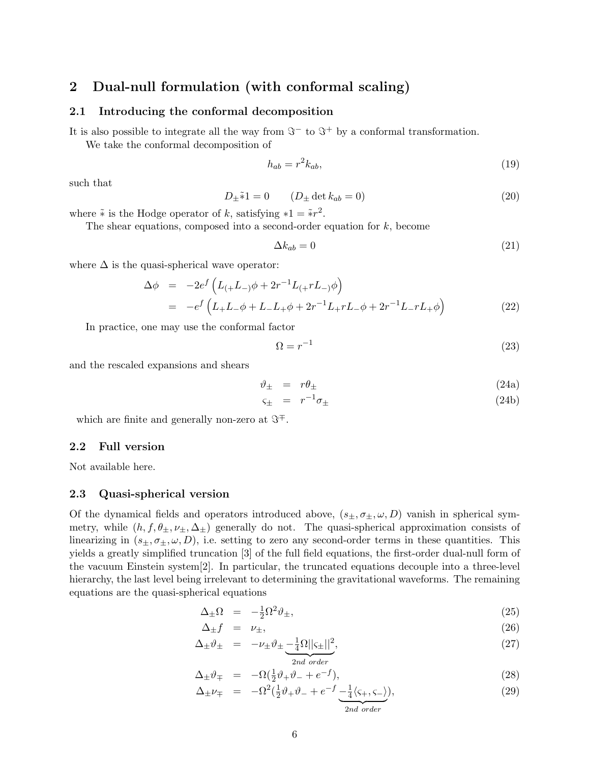## 2 Dual-null formulation (with conformal scaling)

### 2.1 Introducing the conformal decomposition

It is also possible to integrate all the way from $\Im^-$ to $\Im^+$ by a conformal transformation.

We take the conformal decomposition of

$$h_{ab} = r^2 k_{ab}, \tag{19}$$

such that

$$D_\pm \tilde{*}1 = 0 \qquad (D_\pm \det k_{ab} = 0) \tag{20}$$

where $\tilde{*}$ is the Hodge operator of $k$, satisfying $*1 = \tilde{*}r^2$.

The shear equations, composed into a second-order equation for $k$, become

$$\Delta k_{ab} = 0 \tag{21}$$

where $\Delta$ is the quasi-spherical wave operator:

$$\begin{aligned}
\Delta\phi &= -2e^f \left( L_{(+}L_{-)}\phi + 2r^{-1}L_{(+}rL_{-)}\phi \right) \\
&= -e^f \left( L_+L_-\phi + L_-L_+\phi + 2r^{-1}L_+rL_-\phi + 2r^{-1}L_-rL_+\phi \right)
\end{aligned} \tag{22}$$

In practice, one may use the conformal factor

$$\Omega = r^{-1} \tag{23}$$

and the rescaled expansions and shears

$$\vartheta_\pm = r\theta_\pm \tag{24a}$$

$$\varsigma_\pm = r^{-1}\sigma_\pm \tag{24b}$$

which are finite and generally non-zero at $\Im^\mp$.

### 2.2 Full version

Not available here.

### 2.3 Quasi-spherical version

Of the dynamical fields and operators introduced above, $(s_\pm, \sigma_\pm, \omega, D)$ vanish in spherical symmetry, while $(h, f, \theta_\pm, \nu_\pm, \Delta_\pm)$ generally do not. The quasi-spherical approximation consists of linearizing in $(s_\pm, \sigma_\pm, \omega, D)$, i.e. setting to zero any second-order terms in these quantities. This yields a greatly simplified truncation [3] of the full field equations, the first-order dual-null form of the vacuum Einstein system[2]. In particular, the truncated equations decouple into a three-level hierarchy, the last level being irrelevant to determining the gravitational waveforms. The remaining equations are the quasi-spherical equations

$$\Delta_\pm\Omega = -\tfrac{1}{2}\Omega^2\vartheta_\pm, \tag{25}$$

$$\Delta_\pm f = \nu_\pm, \tag{26}$$

$$\Delta_\pm\vartheta_\pm = -\nu_\pm\vartheta_\pm \underbrace{-\tfrac{1}{4}\Omega||\varsigma_\pm||^2}_{2nd\ order}, \tag{27}$$

$$\Delta_\pm\vartheta_\mp = -\Omega(\tfrac{1}{2}\vartheta_+\vartheta_- + e^{-f}), \tag{28}$$

$$\Delta_\pm\nu_\mp = -\Omega^2(\tfrac{1}{2}\vartheta_+\vartheta_- + e^{-f} \underbrace{-\tfrac{1}{4}\langle\varsigma_+, \varsigma_-\rangle}_{2nd\ order}), \tag{29}$$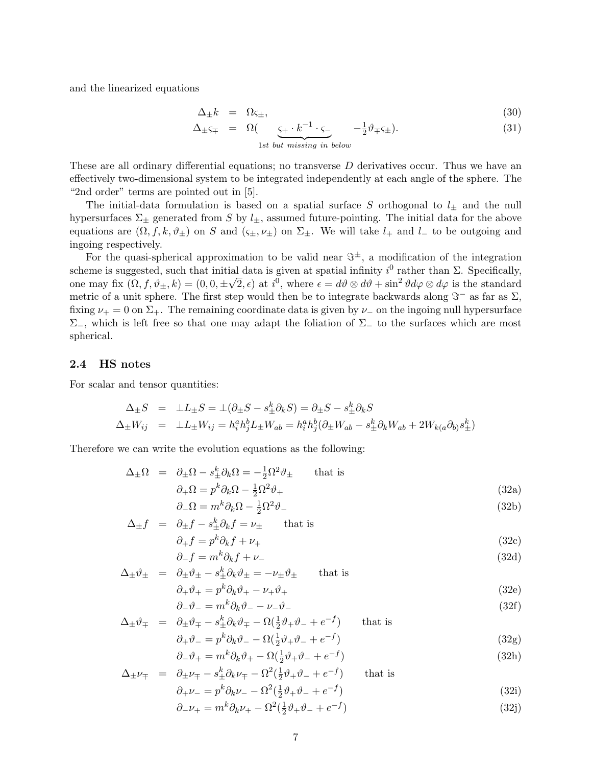and the linearized equations

$$\Delta_\pm k = \Omega \varsigma_\pm, \tag{30}$$

$$\Delta_\pm \varsigma_\mp = \Omega( \underbrace{\varsigma_+ \cdot k^{-1} \cdot \varsigma_-}_{1st\ but\ missing\ in\ below} - \tfrac{1}{2}\vartheta_\mp \varsigma_\pm). \tag{31}$$

These are all ordinary differential equations; no transverse $D$ derivatives occur. Thus we have an effectively two-dimensional system to be integrated independently at each angle of the sphere. The "2nd order" terms are pointed out in [5].

The initial-data formulation is based on a spatial surface $S$ orthogonal to $l_\pm$ and the null hypersurfaces $\Sigma_\pm$ generated from $S$ by $l_\pm$, assumed future-pointing. The initial data for the above equations are $(\Omega, f, k, \vartheta_\pm)$ on $S$ and $(\varsigma_\pm, \nu_\pm)$ on $\Sigma_\pm$. We will take $l_+$ and $l_-$ to be outgoing and ingoing respectively.

For the quasi-spherical approximation to be valid near $\Im^\pm$, a modification of the integration scheme is suggested, such that initial data is given at spatial infinity $i^0$ rather than $\Sigma$. Specifically, one may fix $(\Omega, f, \vartheta_\pm, k) = (0, 0, \pm\sqrt{2}, \epsilon)$ at $i^0$, where $\epsilon = d\vartheta \otimes d\vartheta + \sin^2\vartheta d\varphi \otimes d\varphi$ is the standard metric of a unit sphere. The first step would then be to integrate backwards along $\Im^-$ as far as $\Sigma$, fixing $\nu_+ = 0$ on $\Sigma_+$. The remaining coordinate data is given by $\nu_-$ on the ingoing null hypersurface $\Sigma_-$, which is left free so that one may adapt the foliation of $\Sigma_-$ to the surfaces which are most spherical.

### 2.4 HS notes

For scalar and tensor quantities:

$$\Delta_\pm S = \perp L_\pm S = \perp(\partial_\pm S - s^k_\pm \partial_k S) = \partial_\pm S - s^k_\pm \partial_k S$$

$$\Delta_\pm W_{ij} = \perp L_\pm W_{ij} = h^a_i h^b_j L_\pm W_{ab} = h^a_i h^b_j (\partial_\pm W_{ab} - s^k_\pm \partial_k W_{ab} + 2W_{k(a}\partial_{b)} s^k_\pm)$$

Therefore we can write the evolution equations as the following:

$$\Delta_\pm \Omega = \partial_\pm \Omega - s^k_\pm \partial_k \Omega = -\tfrac{1}{2}\Omega^2 \vartheta_\pm \qquad \text{that is}$$

$$\partial_+ \Omega = p^k \partial_k \Omega - \tfrac{1}{2}\Omega^2 \vartheta_+ \tag{32a}$$

$$\partial_- \Omega = m^k \partial_k \Omega - \tfrac{1}{2}\Omega^2 \vartheta_- \tag{32b}$$

$$\Delta_\pm f = \partial_\pm f - s^k_\pm \partial_k f = \nu_\pm \qquad \text{that is}$$

$$\partial_+ f = p^k \partial_k f + \nu_+ \tag{32c}$$

$$\partial_- f = m^k \partial_k f + \nu_- \tag{32d}$$

$$\Delta_\pm \vartheta_\pm = \partial_\pm \vartheta_\pm - s^k_\pm \partial_k \vartheta_\pm = -\nu_\pm \vartheta_\pm \qquad \text{that is}$$

$$\partial_+ \vartheta_+ = p^k \partial_k \vartheta_+ - \nu_+ \vartheta_+ \tag{32e}$$

$$\partial_- \vartheta_- = m^k \partial_k \vartheta_- - \nu_- \vartheta_- \tag{32f}$$

$$\Delta_\pm \vartheta_\mp = \partial_\pm \vartheta_\mp - s^k_\pm \partial_k \vartheta_\mp - \Omega(\tfrac{1}{2}\vartheta_+ \vartheta_- + e^{-f}) \qquad \text{that is}$$

$$\partial_+ \vartheta_- = p^k \partial_k \vartheta_- - \Omega(\tfrac{1}{2}\vartheta_+ \vartheta_- + e^{-f}) \tag{32g}$$

$$\partial_- \vartheta_+ = m^k \partial_k \vartheta_+ - \Omega(\tfrac{1}{2}\vartheta_+ \vartheta_- + e^{-f}) \tag{32h}$$

$$\Delta_\pm \nu_\mp = \partial_\pm \nu_\mp - s^k_\pm \partial_k \nu_\mp - \Omega^2(\tfrac{1}{2}\vartheta_+ \vartheta_- + e^{-f}) \qquad \text{that is}$$

$$\partial_+ \nu_- = p^k \partial_k \nu_- - \Omega^2(\tfrac{1}{2}\vartheta_+ \vartheta_- + e^{-f}) \tag{32i}$$

$$\partial_- \nu_+ = m^k \partial_k \nu_+ - \Omega^2(\tfrac{1}{2}\vartheta_+ \vartheta_- + e^{-f}) \tag{32j}$$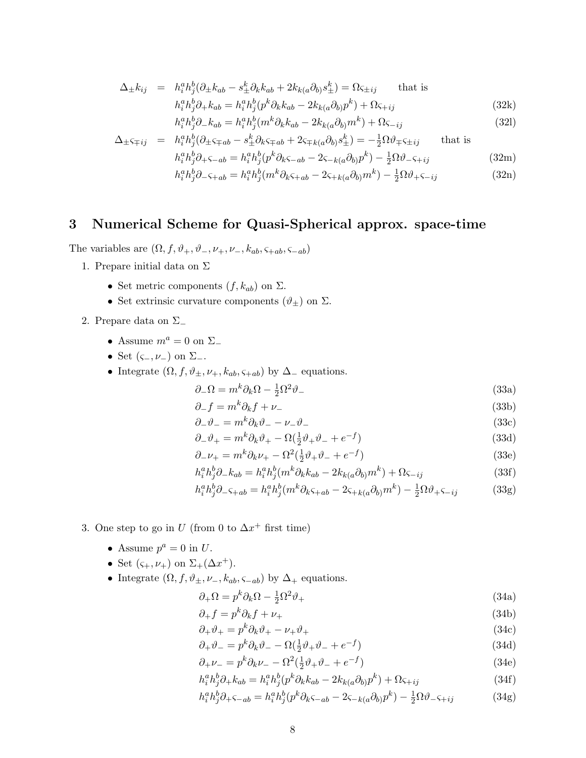$$\Delta_\pm k_{ij} = h_i^a h_j^b(\partial_\pm k_{ab} - s_\pm^k \partial_k k_{ab} + 2k_{k(a}\partial_{b)} s_\pm^k) = \Omega \varsigma_{\pm ij} \qquad \text{that is}$$

$$h_i^a h_j^b \partial_+ k_{ab} = h_i^a h_j^b (p^k \partial_k k_{ab} - 2k_{k(a}\partial_{b)} p^k) + \Omega \varsigma_{+ij} \tag{32k}$$

$$h_i^a h_j^b \partial_- k_{ab} = h_i^a h_j^b (m^k \partial_k k_{ab} - 2k_{k(a}\partial_{b)} m^k) + \Omega \varsigma_{-ij} \tag{32l}$$

$$\Delta_\pm \varsigma_{\mp ij} = h_i^a h_j^b(\partial_\pm \varsigma_{\mp ab} - s_\pm^k \partial_k \varsigma_{\mp ab} + 2\varsigma_{\mp k(a}\partial_{b)} s_\pm^k) = -\tfrac{1}{2}\Omega \vartheta_\mp \varsigma_{\pm ij} \qquad \text{that is}$$

$$h_i^a h_j^b \partial_+ \varsigma_{-ab} = h_i^a h_j^b (p^k \partial_k \varsigma_{-ab} - 2\varsigma_{-k(a}\partial_{b)} p^k) - \tfrac{1}{2}\Omega \vartheta_- \varsigma_{+ij} \tag{32m}$$

$$h_i^a h_j^b \partial_- \varsigma_{+ab} = h_i^a h_j^b (m^k \partial_k \varsigma_{+ab} - 2\varsigma_{+k(a}\partial_{b)} m^k) - \tfrac{1}{2}\Omega \vartheta_+ \varsigma_{-ij} \tag{32n}$$

## 3 Numerical Scheme for Quasi-Spherical approx. space-time

The variables are $(\Omega, f, \vartheta_+, \vartheta_-, \nu_+, \nu_-, k_{ab}, \varsigma_{+ab}, \varsigma_{-ab})$

1. Prepare initial data on $\Sigma$
   - Set metric components $(f, k_{ab})$ on $\Sigma$.
   - Set extrinsic curvature components $(\vartheta_\pm)$ on $\Sigma$.
2. Prepare data on $\Sigma_-$
   - Assume $m^a = 0$ on $\Sigma_-$
   - Set $(\varsigma_-, \nu_-)$ on $\Sigma_-$.
   - Integrate $(\Omega, f, \vartheta_\pm, \nu_+, k_{ab}, \varsigma_{+ab})$ by $\Delta_-$ equations.

$$\partial_- \Omega = m^k \partial_k \Omega - \tfrac{1}{2}\Omega^2 \vartheta_- \tag{33a}$$

$$\partial_- f = m^k \partial_k f + \nu_- \tag{33b}$$

$$\partial_- \vartheta_- = m^k \partial_k \vartheta_- - \nu_- \vartheta_- \tag{33c}$$

$$\partial_- \vartheta_+ = m^k \partial_k \vartheta_+ - \Omega(\tfrac{1}{2}\vartheta_+ \vartheta_- + e^{-f}) \tag{33d}$$

$$\partial_- \nu_+ = m^k \partial_k \nu_+ - \Omega^2(\tfrac{1}{2}\vartheta_+ \vartheta_- + e^{-f}) \tag{33e}$$

$$h_i^a h_j^b \partial_- k_{ab} = h_i^a h_j^b (m^k \partial_k k_{ab} - 2k_{k(a}\partial_{b)} m^k) + \Omega \varsigma_{-ij} \tag{33f}$$

$$h_i^a h_j^b \partial_- \varsigma_{+ab} = h_i^a h_j^b (m^k \partial_k \varsigma_{+ab} - 2\varsigma_{+k(a}\partial_{b)} m^k) - \tfrac{1}{2}\Omega \vartheta_+ \varsigma_{-ij} \tag{33g}$$

3. One step to go in $U$ (from 0 to $\Delta x^+$ first time)
   - Assume $p^a = 0$ in $U$.
   - Set $(\varsigma_+, \nu_+)$ on $\Sigma_+(\Delta x^+)$.
   - Integrate $(\Omega, f, \vartheta_\pm, \nu_-, k_{ab}, \varsigma_{-ab})$ by $\Delta_+$ equations.

$$\partial_+ \Omega = p^k \partial_k \Omega - \tfrac{1}{2}\Omega^2 \vartheta_+ \tag{34a}$$

$$\partial_+ f = p^k \partial_k f + \nu_+ \tag{34b}$$

$$\partial_+ \vartheta_+ = p^k \partial_k \vartheta_+ - \nu_+ \vartheta_+ \tag{34c}$$

$$\partial_+ \vartheta_- = p^k \partial_k \vartheta_- - \Omega(\tfrac{1}{2}\vartheta_+ \vartheta_- + e^{-f}) \tag{34d}$$

$$\partial_+ \nu_- = p^k \partial_k \nu_- - \Omega^2(\tfrac{1}{2}\vartheta_+ \vartheta_- + e^{-f}) \tag{34e}$$

$$h_i^a h_j^b \partial_+ k_{ab} = h_i^a h_j^b (p^k \partial_k k_{ab} - 2k_{k(a}\partial_{b)} p^k) + \Omega \varsigma_{+ij} \tag{34f}$$

$$h_i^a h_j^b \partial_+ \varsigma_{-ab} = h_i^a h_j^b (p^k \partial_k \varsigma_{-ab} - 2\varsigma_{-k(a}\partial_{b)} p^k) - \tfrac{1}{2}\Omega \vartheta_- \varsigma_{+ij} \tag{34g}$$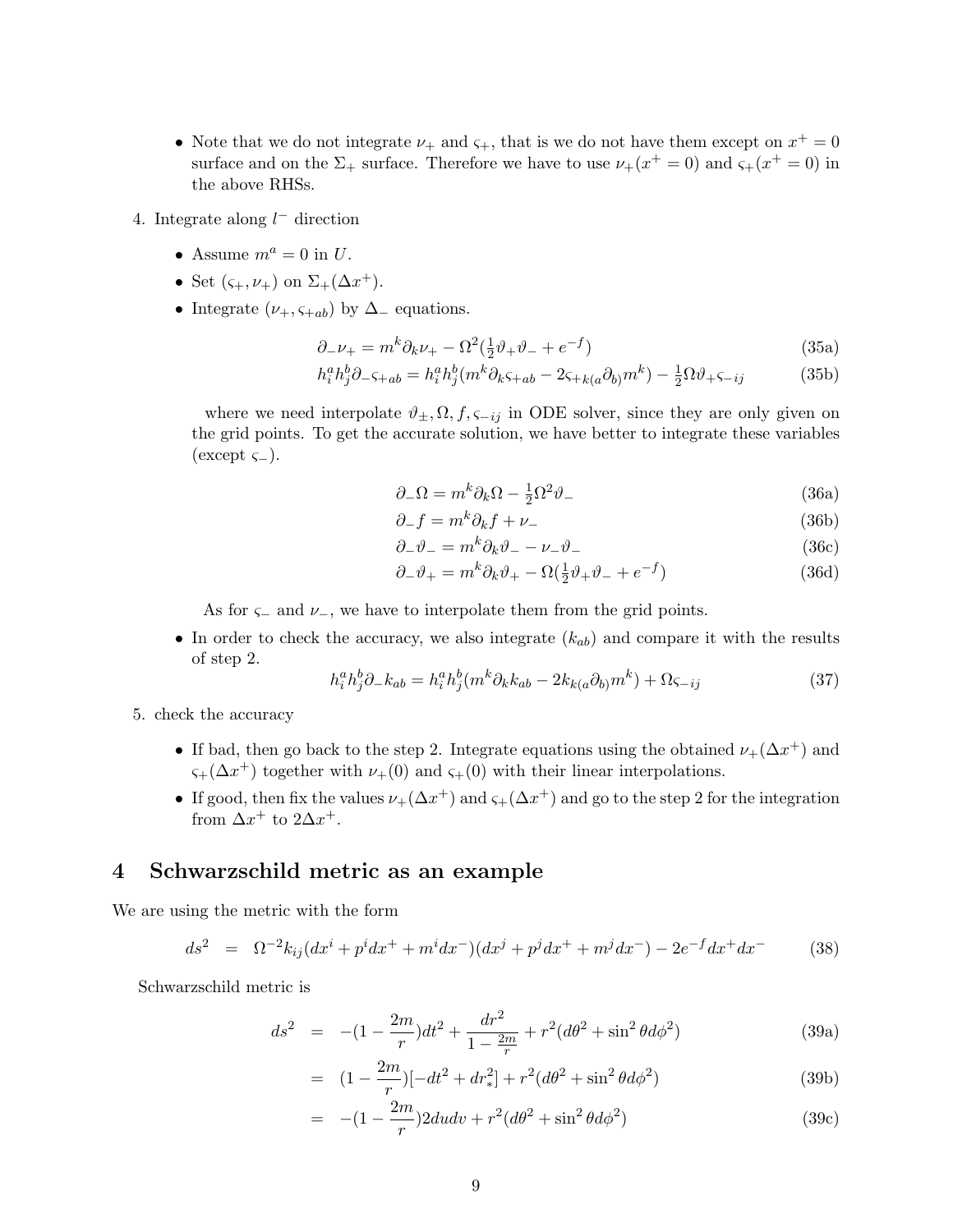- Note that we do not integrate $\nu_+$ and $\varsigma_+$, that is we do not have them except on $x^+ = 0$ surface and on the $\Sigma_+$ surface. Therefore we have to use $\nu_+(x^+ = 0)$ and $\varsigma_+(x^+ = 0)$ in the above RHSs.

4. Integrate along $l^-$ direction

   - Assume $m^a = 0$ in $U$.
   - Set $(\varsigma_+, \nu_+)$ on $\Sigma_+(\Delta x^+)$.
   - Integrate $(\nu_+, \varsigma_{+ab})$ by $\Delta_-$ equations.

$$\partial_- \nu_+ = m^k \partial_k \nu_+ - \Omega^2 (\tfrac{1}{2}\vartheta_+ \vartheta_- + e^{-f}) \tag{35a}$$

$$h^a_i h^b_j \partial_- \varsigma_{+ab} = h^a_i h^b_j (m^k \partial_k \varsigma_{+ab} - 2\varsigma_{+k(a}\partial_{b)} m^k) - \tfrac{1}{2}\Omega \vartheta_+ \varsigma_{-ij} \tag{35b}$$

   where we need interpolate $\vartheta_\pm, \Omega, f, \varsigma_{-ij}$ in ODE solver, since they are only given on the grid points. To get the accurate solution, we have better to integrate these variables (except $\varsigma_-$).

$$\partial_- \Omega = m^k \partial_k \Omega - \tfrac{1}{2}\Omega^2 \vartheta_- \tag{36a}$$

$$\partial_- f = m^k \partial_k f + \nu_- \tag{36b}$$

$$\partial_- \vartheta_- = m^k \partial_k \vartheta_- - \nu_- \vartheta_- \tag{36c}$$

$$\partial_- \vartheta_+ = m^k \partial_k \vartheta_+ - \Omega(\tfrac{1}{2}\vartheta_+ \vartheta_- + e^{-f}) \tag{36d}$$

   As for $\varsigma_-$ and $\nu_-$, we have to interpolate them from the grid points.

   - In order to check the accuracy, we also integrate $(k_{ab})$ and compare it with the results of step 2.

$$h^a_i h^b_j \partial_- k_{ab} = h^a_i h^b_j (m^k \partial_k k_{ab} - 2k_{k(a}\partial_{b)} m^k) + \Omega \varsigma_{-ij} \tag{37}$$

5. check the accuracy

   - If bad, then go back to the step 2. Integrate equations using the obtained $\nu_+(\Delta x^+)$ and $\varsigma_+(\Delta x^+)$ together with $\nu_+(0)$ and $\varsigma_+(0)$ with their linear interpolations.
   - If good, then fix the values $\nu_+(\Delta x^+)$ and $\varsigma_+(\Delta x^+)$ and go to the step 2 for the integration from $\Delta x^+$ to $2\Delta x^+$.

# 4 Schwarzschild metric as an example

We are using the metric with the form

$$ds^2 = \Omega^{-2} k_{ij}(dx^i + p^i dx^+ + m^i dx^-)(dx^j + p^j dx^+ + m^j dx^-) - 2e^{-f} dx^+ dx^- \tag{38}$$

Schwarzschild metric is

$$ds^2 = -(1 - \frac{2m}{r})dt^2 + \frac{dr^2}{1 - \frac{2m}{r}} + r^2(d\theta^2 + \sin^2\theta d\phi^2) \tag{39a}$$

$$= (1 - \frac{2m}{r})[-dt^2 + dr_*^2] + r^2(d\theta^2 + \sin^2\theta d\phi^2) \tag{39b}$$

$$= -(1 - \frac{2m}{r})2dudv + r^2(d\theta^2 + \sin^2\theta d\phi^2) \tag{39c}$$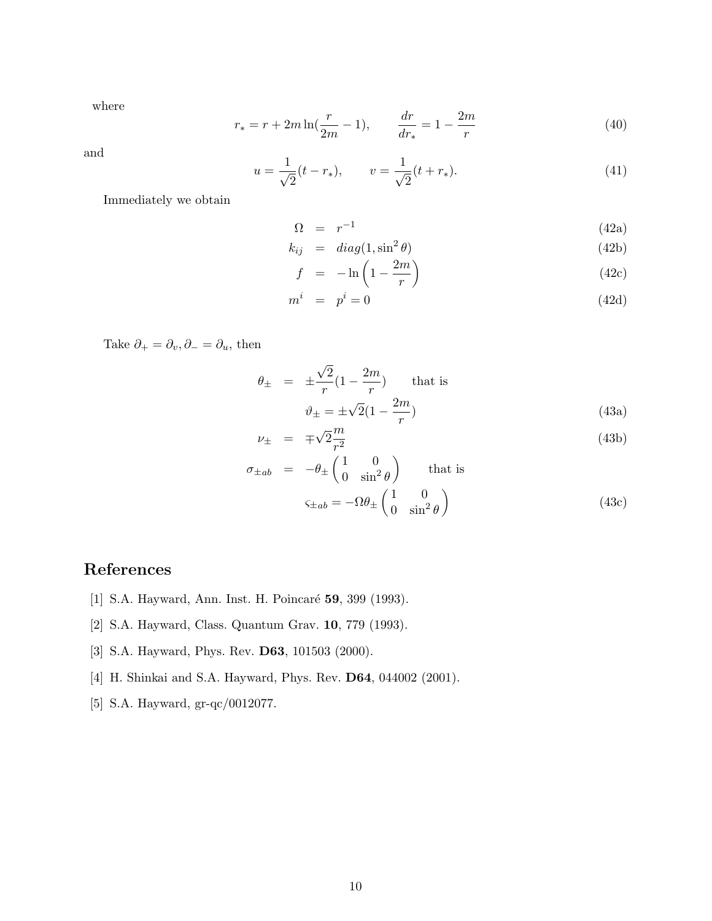where

$$r_* = r + 2m \ln(\frac{r}{2m} - 1), \qquad \frac{dr}{dr_*} = 1 - \frac{2m}{r} \tag{40}$$

and

$$u = \frac{1}{\sqrt{2}}(t - r_*), \qquad v = \frac{1}{\sqrt{2}}(t + r_*). \tag{41}$$

Immediately we obtain

$$\Omega = r^{-1} \tag{42a}$$

$$k_{ij} = diag(1, \sin^2\theta) \tag{42b}$$

$$f = -\ln\left(1 - \frac{2m}{r}\right) \tag{42c}$$

$$m^i = p^i = 0 \tag{42d}$$

Take $\partial_+ = \partial_v, \partial_- = \partial_u$, then

$$\theta_\pm = \pm\frac{\sqrt{2}}{r}(1 - \frac{2m}{r}) \qquad \text{that is}$$

$$\vartheta_\pm = \pm\sqrt{2}(1 - \frac{2m}{r}) \tag{43a}$$

$$\nu_\pm = \mp\sqrt{2}\frac{m}{r^2} \tag{43b}$$

$$\sigma_{\pm ab} = -\theta_\pm \begin{pmatrix} 1 & 0 \\ 0 & \sin^2\theta \end{pmatrix} \qquad \text{that is}$$

$$\varsigma_{\pm ab} = -\Omega\theta_\pm \begin{pmatrix} 1 & 0 \\ 0 & \sin^2\theta \end{pmatrix} \tag{43c}$$

# References

[1] S.A. Hayward, Ann. Inst. H. Poincaré **59**, 399 (1993).

[2] S.A. Hayward, Class. Quantum Grav. **10**, 779 (1993).

[3] S.A. Hayward, Phys. Rev. **D63**, 101503 (2000).

[4] H. Shinkai and S.A. Hayward, Phys. Rev. **D64**, 044002 (2001).

[5] S.A. Hayward, gr-qc/0012077.